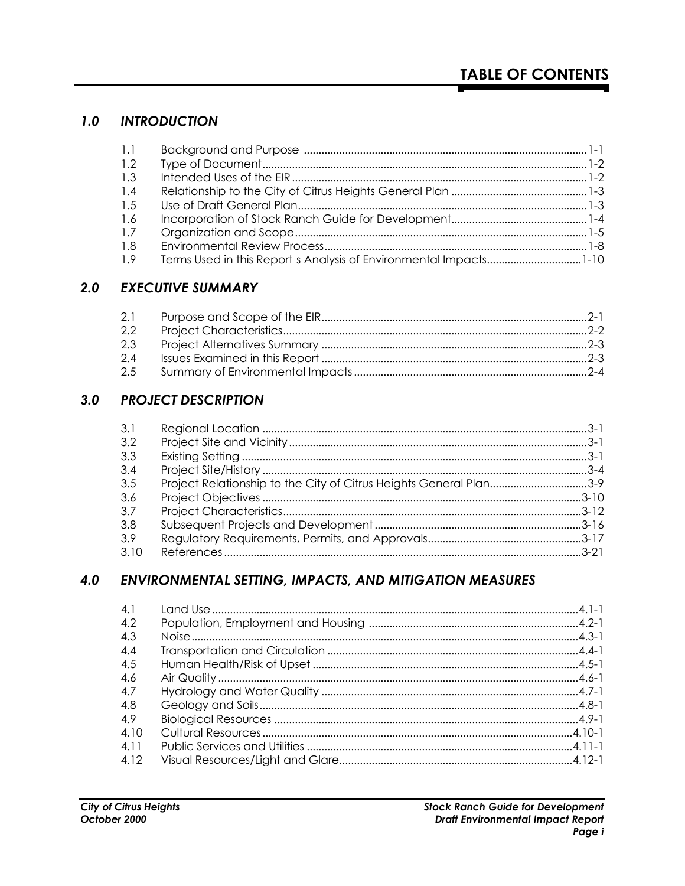# TABLE OF CONTENTS

## 1.0 INTRODUCTION

| | | |
|---|---|---|
| 1.1 | Background and Purpose | 1-1 |
| 1.2 | Type of Document | 1-2 |
| 1.3 | Intended Uses of the EIR | 1-2 |
| 1.4 | Relationship to the City of Citrus Heights General Plan | 1-3 |
| 1.5 | Use of Draft General Plan | 1-3 |
| 1.6 | Incorporation of Stock Ranch Guide for Development | 1-4 |
| 1.7 | Organization and Scope | 1-5 |
| 1.8 | Environmental Review Process | 1-8 |
| 1.9 | Terms Used in this Report s Analysis of Environmental Impacts | 1-10 |

## 2.0 EXECUTIVE SUMMARY

| | | |
|---|---|---|
| 2.1 | Purpose and Scope of the EIR | 2-1 |
| 2.2 | Project Characteristics | 2-2 |
| 2.3 | Project Alternatives Summary | 2-3 |
| 2.4 | Issues Examined in this Report | 2-3 |
| 2.5 | Summary of Environmental Impacts | 2-4 |

## 3.0 PROJECT DESCRIPTION

| | | |
|---|---|---|
| 3.1 | Regional Location | 3-1 |
| 3.2 | Project Site and Vicinity | 3-1 |
| 3.3 | Existing Setting | 3-1 |
| 3.4 | Project Site/History | 3-4 |
| 3.5 | Project Relationship to the City of Citrus Heights General Plan | 3-9 |
| 3.6 | Project Objectives | 3-10 |
| 3.7 | Project Characteristics | 3-12 |
| 3.8 | Subsequent Projects and Development | 3-16 |
| 3.9 | Regulatory Requirements, Permits, and Approvals | 3-17 |
| 3.10 | References | 3-21 |

## 4.0 ENVIRONMENTAL SETTING, IMPACTS, AND MITIGATION MEASURES

| | | |
|---|---|---|
| 4.1 | Land Use | 4.1-1 |
| 4.2 | Population, Employment and Housing | 4.2-1 |
| 4.3 | Noise | 4.3-1 |
| 4.4 | Transportation and Circulation | 4.4-1 |
| 4.5 | Human Health/Risk of Upset | 4.5-1 |
| 4.6 | Air Quality | 4.6-1 |
| 4.7 | Hydrology and Water Quality | 4.7-1 |
| 4.8 | Geology and Soils | 4.8-1 |
| 4.9 | Biological Resources | 4.9-1 |
| 4.10 | Cultural Resources | 4.10-1 |
| 4.11 | Public Services and Utilities | 4.11-1 |
| 4.12 | Visual Resources/Light and Glare | 4.12-1 |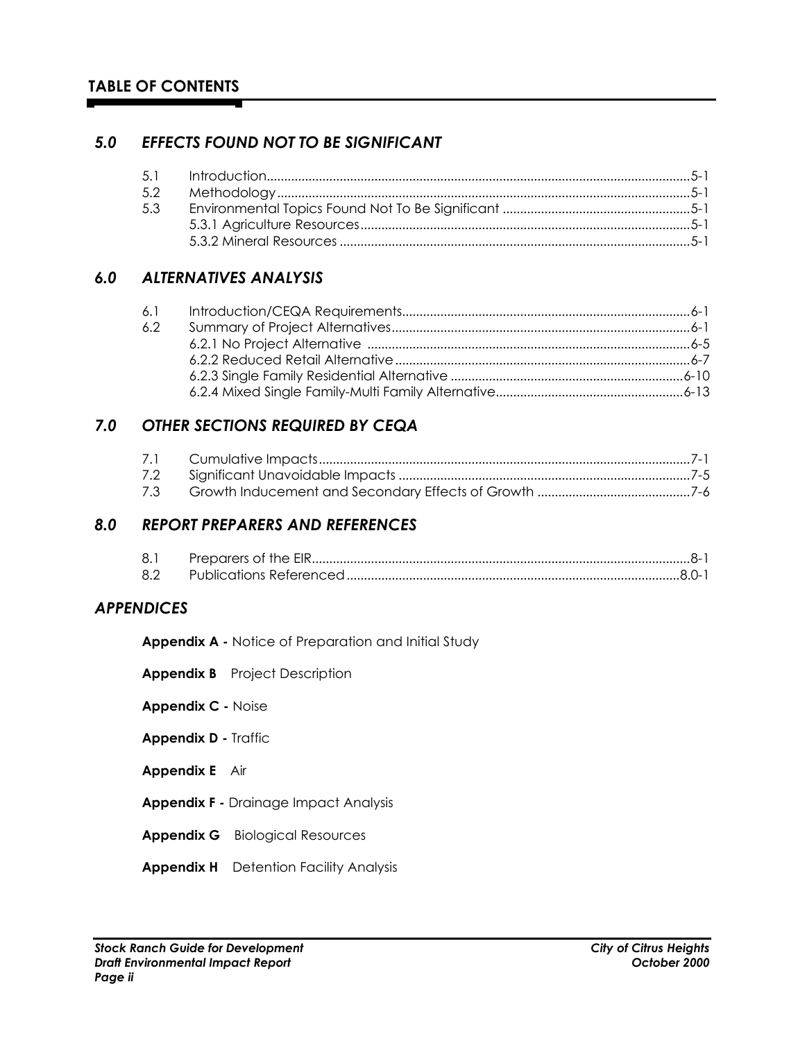# TABLE OF CONTENTS

## *5.0 EFFECTS FOUND NOT TO BE SIGNIFICANT*

| | | |
|---|---|---|
| 5.1 | Introduction | 5-1 |
| 5.2 | Methodology | 5-1 |
| 5.3 | Environmental Topics Found Not To Be Significant | 5-1 |
| | 5.3.1 Agriculture Resources | 5-1 |
| | 5.3.2 Mineral Resources | 5-1 |

## *6.0 ALTERNATIVES ANALYSIS*

| | | |
|---|---|---|
| 6.1 | Introduction/CEQA Requirements | 6-1 |
| 6.2 | Summary of Project Alternatives | 6-1 |
| | 6.2.1 No Project Alternative | 6-5 |
| | 6.2.2 Reduced Retail Alternative | 6-7 |
| | 6.2.3 Single Family Residential Alternative | 6-10 |
| | 6.2.4 Mixed Single Family-Multi Family Alternative | 6-13 |

## *7.0 OTHER SECTIONS REQUIRED BY CEQA*

| | | |
|---|---|---|
| 7.1 | Cumulative Impacts | 7-1 |
| 7.2 | Significant Unavoidable Impacts | 7-5 |
| 7.3 | Growth Inducement and Secondary Effects of Growth | 7-6 |

## *8.0 REPORT PREPARERS AND REFERENCES*

| | | |
|---|---|---|
| 8.1 | Preparers of the EIR | 8-1 |
| 8.2 | Publications Referenced | 8.0-1 |

## *APPENDICES*

**Appendix A -** Notice of Preparation and Initial Study

**Appendix B** Project Description

**Appendix C -** Noise

**Appendix D -** Traffic

**Appendix E** Air

**Appendix F -** Drainage Impact Analysis

**Appendix G** Biological Resources

**Appendix H** Detention Facility Analysis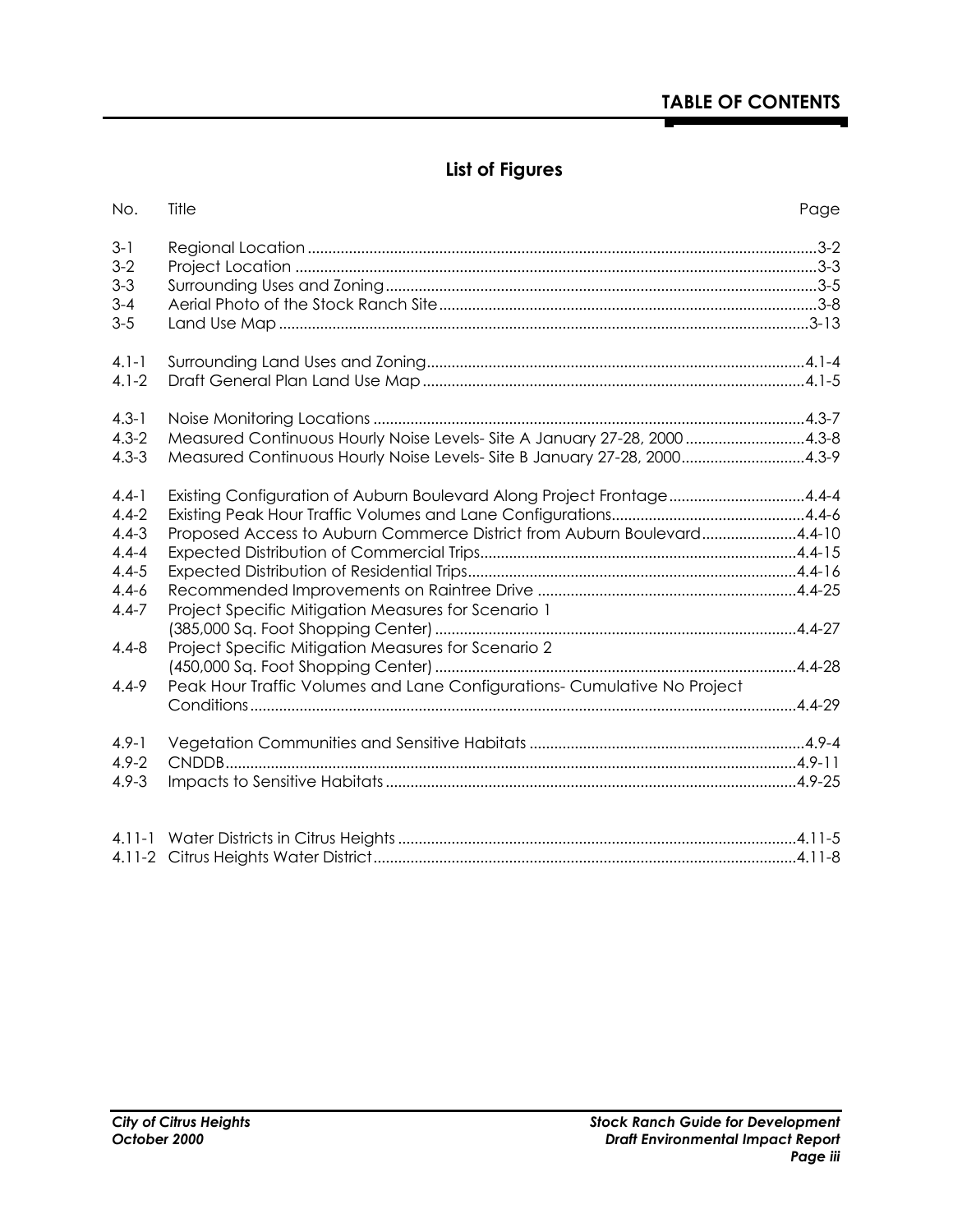## List of Figures

| No. | Title | Page |
|---|---|---|
| 3-1 | Regional Location | 3-2 |
| 3-2 | Project Location | 3-3 |
| 3-3 | Surrounding Uses and Zoning | 3-5 |
| 3-4 | Aerial Photo of the Stock Ranch Site | 3-8 |
| 3-5 | Land Use Map | 3-13 |
| 4.1-1 | Surrounding Land Uses and Zoning | 4.1-4 |
| 4.1-2 | Draft General Plan Land Use Map | 4.1-5 |
| 4.3-1 | Noise Monitoring Locations | 4.3-7 |
| 4.3-2 | Measured Continuous Hourly Noise Levels- Site A January 27-28, 2000 | 4.3-8 |
| 4.3-3 | Measured Continuous Hourly Noise Levels- Site B January 27-28, 2000 | 4.3-9 |
| 4.4-1 | Existing Configuration of Auburn Boulevard Along Project Frontage | 4.4-4 |
| 4.4-2 | Existing Peak Hour Traffic Volumes and Lane Configurations | 4.4-6 |
| 4.4-3 | Proposed Access to Auburn Commerce District from Auburn Boulevard | 4.4-10 |
| 4.4-4 | Expected Distribution of Commercial Trips | 4.4-15 |
| 4.4-5 | Expected Distribution of Residential Trips | 4.4-16 |
| 4.4-6 | Recommended Improvements on Raintree Drive | 4.4-25 |
| 4.4-7 | Project Specific Mitigation Measures for Scenario 1 (385,000 Sq. Foot Shopping Center) | 4.4-27 |
| 4.4-8 | Project Specific Mitigation Measures for Scenario 2 (450,000 Sq. Foot Shopping Center) | 4.4-28 |
| 4.4-9 | Peak Hour Traffic Volumes and Lane Configurations- Cumulative No Project Conditions | 4.4-29 |
| 4.9-1 | Vegetation Communities and Sensitive Habitats | 4.9-4 |
| 4.9-2 | CNDDB | 4.9-11 |
| 4.9-3 | Impacts to Sensitive Habitats | 4.9-25 |
| 4.11-1 | Water Districts in Citrus Heights | 4.11-5 |
| 4.11-2 | Citrus Heights Water District | 4.11-8 |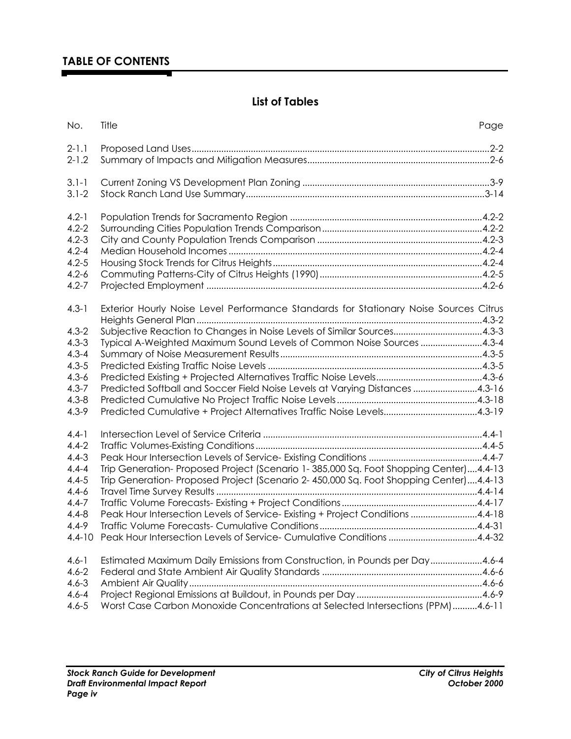# TABLE OF CONTENTS

## List of Tables

| No. | Title | Page |
| --- | --- | --- |
| 2-1.1 | Proposed Land Uses | 2-2 |
| 2-1.2 | Summary of Impacts and Mitigation Measures | 2-6 |
| 3.1-1 | Current Zoning VS Development Plan Zoning | 3-9 |
| 3.1-2 | Stock Ranch Land Use Summary | 3-14 |
| 4.2-1 | Population Trends for Sacramento Region | 4.2-2 |
| 4.2-2 | Surrounding Cities Population Trends Comparison | 4.2-2 |
| 4.2-3 | City and County Population Trends Comparison | 4.2-3 |
| 4.2-4 | Median Household Incomes | 4.2-4 |
| 4.2-5 | Housing Stock Trends for Citrus Heights | 4.2-4 |
| 4.2-6 | Commuting Patterns-City of Citrus Heights (1990) | 4.2-5 |
| 4.2-7 | Projected Employment | 4.2-6 |
| 4.3-1 | Exterior Hourly Noise Level Performance Standards for Stationary Noise Sources Citrus Heights General Plan | 4.3-2 |
| 4.3-2 | Subjective Reaction to Changes in Noise Levels of Similar Sources | 4.3-3 |
| 4.3-3 | Typical A-Weighted Maximum Sound Levels of Common Noise Sources | 4.3-4 |
| 4.3-4 | Summary of Noise Measurement Results | 4.3-5 |
| 4.3-5 | Predicted Existing Traffic Noise Levels | 4.3-5 |
| 4.3-6 | Predicted Existing + Projected Alternatives Traffic Noise Levels | 4.3-6 |
| 4.3-7 | Predicted Softball and Soccer Field Noise Levels at Varying Distances | 4.3-16 |
| 4.3-8 | Predicted Cumulative No Project Traffic Noise Levels | 4.3-18 |
| 4.3-9 | Predicted Cumulative + Project Alternatives Traffic Noise Levels | 4.3-19 |
| 4.4-1 | Intersection Level of Service Criteria | 4.4-1 |
| 4.4-2 | Traffic Volumes-Existing Conditions | 4.4-5 |
| 4.4-3 | Peak Hour Intersection Levels of Service- Existing Conditions | 4.4-7 |
| 4.4-4 | Trip Generation- Proposed Project (Scenario 1- 385,000 Sq. Foot Shopping Center) | 4.4-13 |
| 4.4-5 | Trip Generation- Proposed Project (Scenario 2- 450,000 Sq. Foot Shopping Center) | 4.4-13 |
| 4.4-6 | Travel Time Survey Results | 4.4-14 |
| 4.4-7 | Traffic Volume Forecasts- Existing + Project Conditions | 4.4-17 |
| 4.4-8 | Peak Hour Intersection Levels of Service- Existing + Project Conditions | 4.4-18 |
| 4.4-9 | Traffic Volume Forecasts- Cumulative Conditions | 4.4-31 |
| 4.4-10 | Peak Hour Intersection Levels of Service- Cumulative Conditions | 4.4-32 |
| 4.6-1 | Estimated Maximum Daily Emissions from Construction, in Pounds per Day | 4.6-4 |
| 4.6-2 | Federal and State Ambient Air Quality Standards | 4.6-6 |
| 4.6-3 | Ambient Air Quality | 4.6-6 |
| 4.6-4 | Project Regional Emissions at Buildout, in Pounds per Day | 4.6-9 |
| 4.6-5 | Worst Case Carbon Monoxide Concentrations at Selected Intersections (PPM) | 4.6-11 |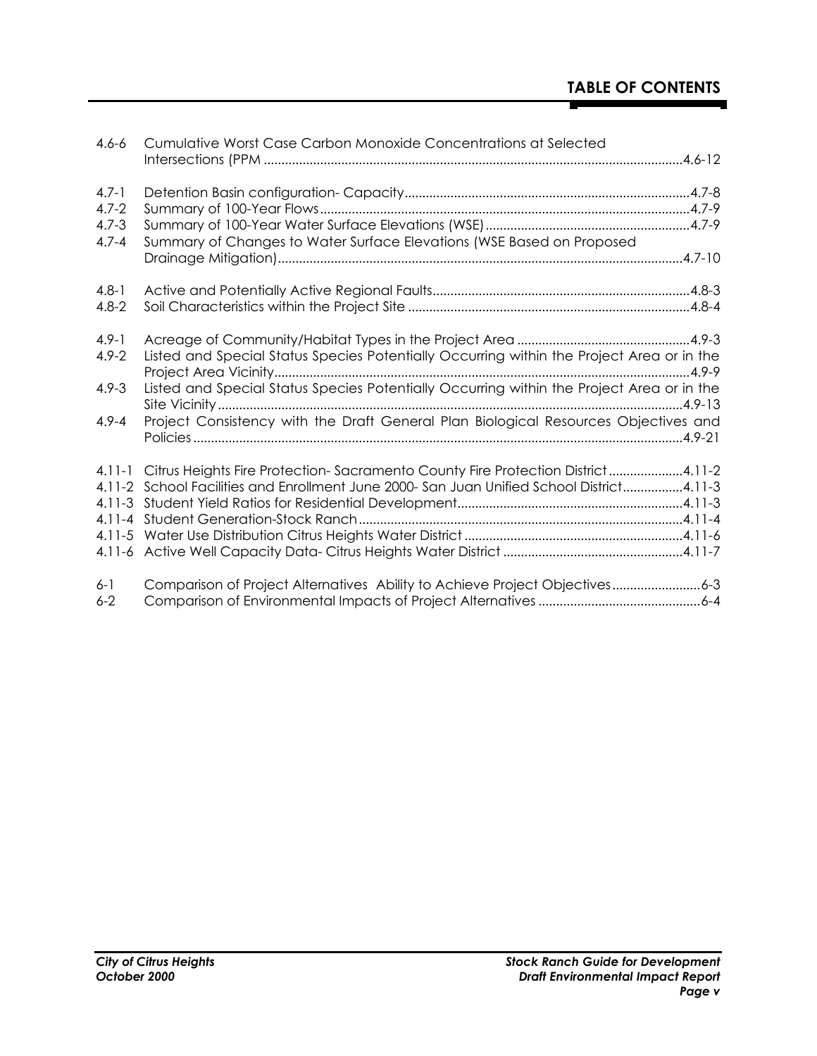| | | |
|---|---|---|
| 4.6-6 | Cumulative Worst Case Carbon Monoxide Concentrations at Selected Intersections (PPM | 4.6-12 |
| 4.7-1 | Detention Basin configuration- Capacity | 4.7-8 |
| 4.7-2 | Summary of 100-Year Flows | 4.7-9 |
| 4.7-3 | Summary of 100-Year Water Surface Elevations (WSE) | 4.7-9 |
| 4.7-4 | Summary of Changes to Water Surface Elevations (WSE Based on Proposed Drainage Mitigation) | 4.7-10 |
| 4.8-1 | Active and Potentially Active Regional Faults | 4.8-3 |
| 4.8-2 | Soil Characteristics within the Project Site | 4.8-4 |
| 4.9-1 | Acreage of Community/Habitat Types in the Project Area | 4.9-3 |
| 4.9-2 | Listed and Special Status Species Potentially Occurring within the Project Area or in the Project Area Vicinity | 4.9-9 |
| 4.9-3 | Listed and Special Status Species Potentially Occurring within the Project Area or in the Site Vicinity | 4.9-13 |
| 4.9-4 | Project Consistency with the Draft General Plan Biological Resources Objectives and Policies | 4.9-21 |
| 4.11-1 | Citrus Heights Fire Protection- Sacramento County Fire Protection District | 4.11-2 |
| 4.11-2 | School Facilities and Enrollment June 2000- San Juan Unified School District | 4.11-3 |
| 4.11-3 | Student Yield Ratios for Residential Development | 4.11-3 |
| 4.11-4 | Student Generation-Stock Ranch | 4.11-4 |
| 4.11-5 | Water Use Distribution Citrus Heights Water District | 4.11-6 |
| 4.11-6 | Active Well Capacity Data- Citrus Heights Water District | 4.11-7 |
| 6-1 | Comparison of Project Alternatives Ability to Achieve Project Objectives | 6-3 |
| 6-2 | Comparison of Environmental Impacts of Project Alternatives | 6-4 |